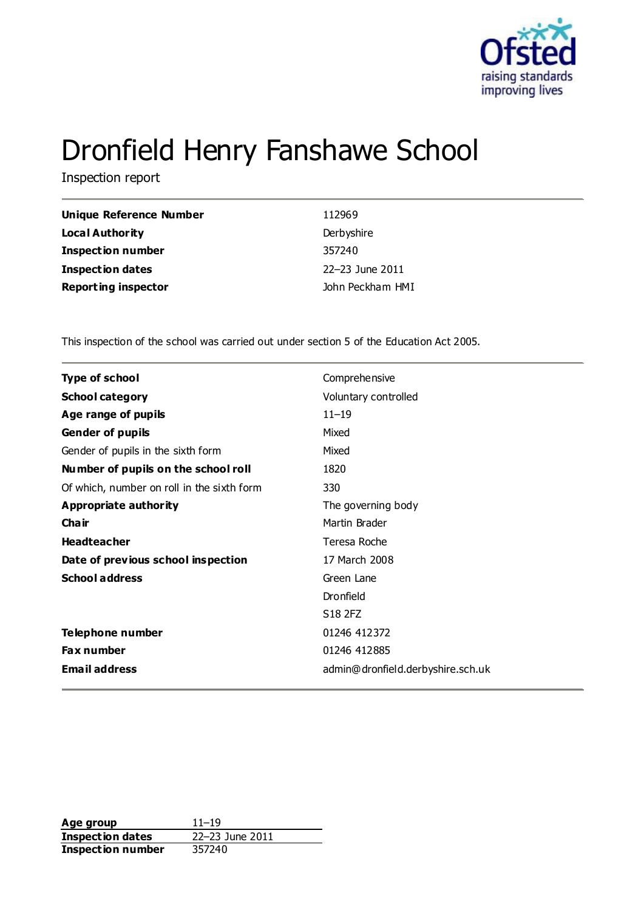# Dronfield Henry Fanshawe School

Inspection report

| | |
|---|---|
| **Unique Reference Number** | 112969 |
| **Local Authority** | Derbyshire |
| **Inspection number** | 357240 |
| **Inspection dates** | 22–23 June 2011 |
| **Reporting inspector** | John Peckham HMI |

This inspection of the school was carried out under section 5 of the Education Act 2005.

| | |
|---|---|
| **Type of school** | Comprehensive |
| **School category** | Voluntary controlled |
| **Age range of pupils** | 11–19 |
| **Gender of pupils** | Mixed |
| Gender of pupils in the sixth form | Mixed |
| **Number of pupils on the school roll** | 1820 |
| Of which, number on roll in the sixth form | 330 |
| **Appropriate authority** | The governing body |
| **Chair** | Martin Brader |
| **Headteacher** | Teresa Roche |
| **Date of previous school inspection** | 17 March 2008 |
| **School address** | Green Lane |
| | Dronfield |
| | S18 2FZ |
| **Telephone number** | 01246 412372 |
| **Fax number** | 01246 412885 |
| **Email address** | admin@dronfield.derbyshire.sch.uk |

| | |
|---|---|
| **Age group** | 11–19 |
| **Inspection dates** | 22–23 June 2011 |
| **Inspection number** | 357240 |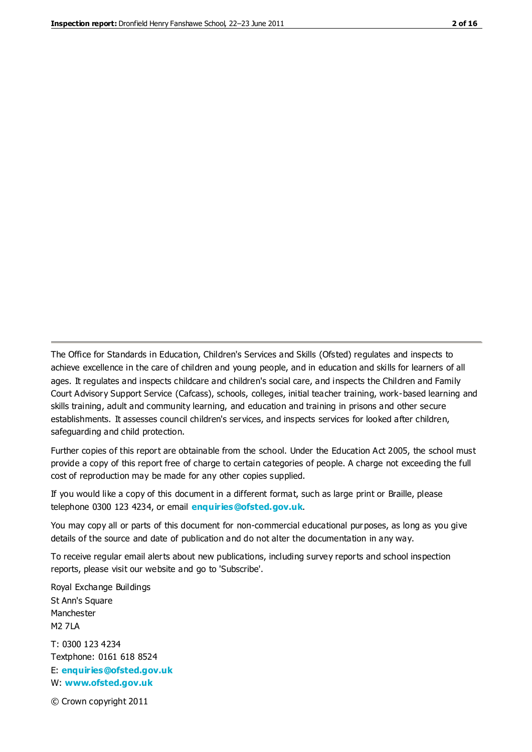The Office for Standards in Education, Children's Services and Skills (Ofsted) regulates and inspects to achieve excellence in the care of children and young people, and in education and skills for learners of all ages. It regulates and inspects childcare and children's social care, and inspects the Children and Family Court Advisory Support Service (Cafcass), schools, colleges, initial teacher training, work-based learning and skills training, adult and community learning, and education and training in prisons and other secure establishments. It assesses council children's services, and inspects services for looked after children, safeguarding and child protection.

Further copies of this report are obtainable from the school. Under the Education Act 2005, the school must provide a copy of this report free of charge to certain categories of people. A charge not exceeding the full cost of reproduction may be made for any other copies supplied.

If you would like a copy of this document in a different format, such as large print or Braille, please telephone 0300 123 4234, or email **enquiries@ofsted.gov.uk**.

You may copy all or parts of this document for non-commercial educational purposes, as long as you give details of the source and date of publication and do not alter the documentation in any way.

To receive regular email alerts about new publications, including survey reports and school inspection reports, please visit our website and go to 'Subscribe'.

Royal Exchange Buildings
St Ann's Square
Manchester
M2 7LA

T: 0300 123 4234
Textphone: 0161 618 8524
E: **enquiries@ofsted.gov.uk**
W: **www.ofsted.gov.uk**

© Crown copyright 2011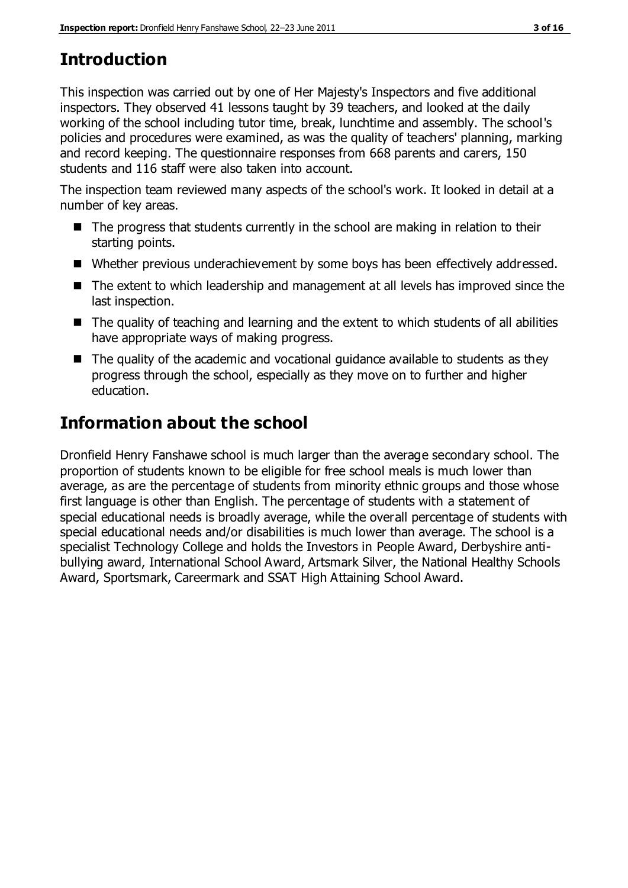## Introduction

This inspection was carried out by one of Her Majesty's Inspectors and five additional inspectors. They observed 41 lessons taught by 39 teachers, and looked at the daily working of the school including tutor time, break, lunchtime and assembly. The school's policies and procedures were examined, as was the quality of teachers' planning, marking and record keeping. The questionnaire responses from 668 parents and carers, 150 students and 116 staff were also taken into account.

The inspection team reviewed many aspects of the school's work. It looked in detail at a number of key areas.

- The progress that students currently in the school are making in relation to their starting points.
- Whether previous underachievement by some boys has been effectively addressed.
- The extent to which leadership and management at all levels has improved since the last inspection.
- The quality of teaching and learning and the extent to which students of all abilities have appropriate ways of making progress.
- The quality of the academic and vocational guidance available to students as they progress through the school, especially as they move on to further and higher education.

## Information about the school

Dronfield Henry Fanshawe school is much larger than the average secondary school. The proportion of students known to be eligible for free school meals is much lower than average, as are the percentage of students from minority ethnic groups and those whose first language is other than English. The percentage of students with a statement of special educational needs is broadly average, while the overall percentage of students with special educational needs and/or disabilities is much lower than average. The school is a specialist Technology College and holds the Investors in People Award, Derbyshire anti-bullying award, International School Award, Artsmark Silver, the National Healthy Schools Award, Sportsmark, Careermark and SSAT High Attaining School Award.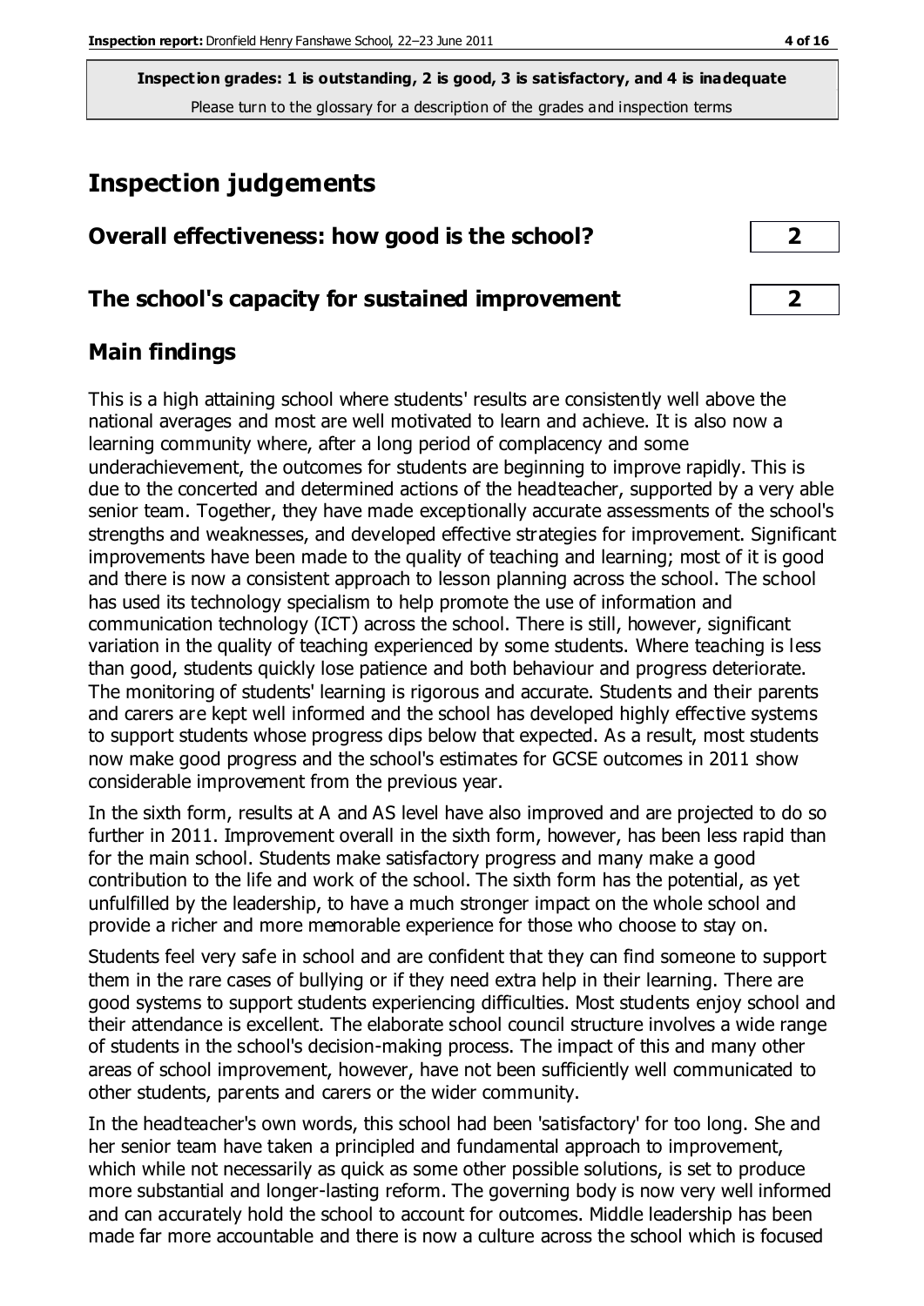**Inspection grades: 1 is outstanding, 2 is good, 3 is satisfactory, and 4 is inadequate**
Please turn to the glossary for a description of the grades and inspection terms

# Inspection judgements

| Overall effectiveness: how good is the school? | 2 |
| --- | --- |
| The school's capacity for sustained improvement | 2 |

## Main findings

This is a high attaining school where students' results are consistently well above the national averages and most are well motivated to learn and achieve. It is also now a learning community where, after a long period of complacency and some underachievement, the outcomes for students are beginning to improve rapidly. This is due to the concerted and determined actions of the headteacher, supported by a very able senior team. Together, they have made exceptionally accurate assessments of the school's strengths and weaknesses, and developed effective strategies for improvement. Significant improvements have been made to the quality of teaching and learning; most of it is good and there is now a consistent approach to lesson planning across the school. The school has used its technology specialism to help promote the use of information and communication technology (ICT) across the school. There is still, however, significant variation in the quality of teaching experienced by some students. Where teaching is less than good, students quickly lose patience and both behaviour and progress deteriorate. The monitoring of students' learning is rigorous and accurate. Students and their parents and carers are kept well informed and the school has developed highly effective systems to support students whose progress dips below that expected. As a result, most students now make good progress and the school's estimates for GCSE outcomes in 2011 show considerable improvement from the previous year.

In the sixth form, results at A and AS level have also improved and are projected to do so further in 2011. Improvement overall in the sixth form, however, has been less rapid than for the main school. Students make satisfactory progress and many make a good contribution to the life and work of the school. The sixth form has the potential, as yet unfulfilled by the leadership, to have a much stronger impact on the whole school and provide a richer and more memorable experience for those who choose to stay on.

Students feel very safe in school and are confident that they can find someone to support them in the rare cases of bullying or if they need extra help in their learning. There are good systems to support students experiencing difficulties. Most students enjoy school and their attendance is excellent. The elaborate school council structure involves a wide range of students in the school's decision-making process. The impact of this and many other areas of school improvement, however, have not been sufficiently well communicated to other students, parents and carers or the wider community.

In the headteacher's own words, this school had been 'satisfactory' for too long. She and her senior team have taken a principled and fundamental approach to improvement, which while not necessarily as quick as some other possible solutions, is set to produce more substantial and longer-lasting reform. The governing body is now very well informed and can accurately hold the school to account for outcomes. Middle leadership has been made far more accountable and there is now a culture across the school which is focused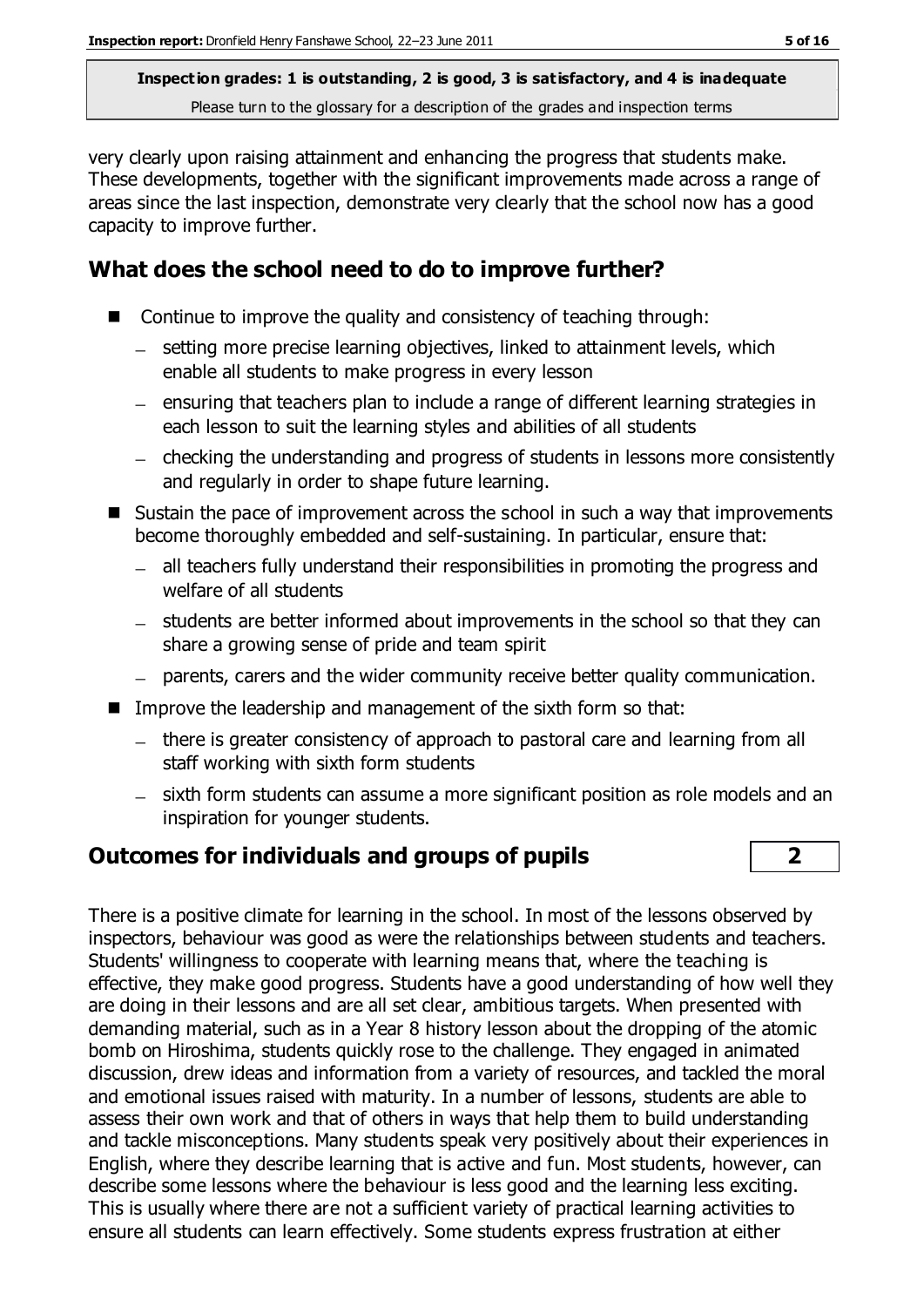very clearly upon raising attainment and enhancing the progress that students make. These developments, together with the significant improvements made across a range of areas since the last inspection, demonstrate very clearly that the school now has a good capacity to improve further.

## What does the school need to do to improve further?

- Continue to improve the quality and consistency of teaching through:
  - setting more precise learning objectives, linked to attainment levels, which enable all students to make progress in every lesson
  - ensuring that teachers plan to include a range of different learning strategies in each lesson to suit the learning styles and abilities of all students
  - checking the understanding and progress of students in lessons more consistently and regularly in order to shape future learning.
- Sustain the pace of improvement across the school in such a way that improvements become thoroughly embedded and self-sustaining. In particular, ensure that:
  - all teachers fully understand their responsibilities in promoting the progress and welfare of all students
  - students are better informed about improvements in the school so that they can share a growing sense of pride and team spirit
  - parents, carers and the wider community receive better quality communication.
- Improve the leadership and management of the sixth form so that:
  - there is greater consistency of approach to pastoral care and learning from all staff working with sixth form students
  - sixth form students can assume a more significant position as role models and an inspiration for younger students.

## Outcomes for individuals and groups of pupils — 2

There is a positive climate for learning in the school. In most of the lessons observed by inspectors, behaviour was good as were the relationships between students and teachers. Students' willingness to cooperate with learning means that, where the teaching is effective, they make good progress. Students have a good understanding of how well they are doing in their lessons and are all set clear, ambitious targets. When presented with demanding material, such as in a Year 8 history lesson about the dropping of the atomic bomb on Hiroshima, students quickly rose to the challenge. They engaged in animated discussion, drew ideas and information from a variety of resources, and tackled the moral and emotional issues raised with maturity. In a number of lessons, students are able to assess their own work and that of others in ways that help them to build understanding and tackle misconceptions. Many students speak very positively about their experiences in English, where they describe learning that is active and fun. Most students, however, can describe some lessons where the behaviour is less good and the learning less exciting. This is usually where there are not a sufficient variety of practical learning activities to ensure all students can learn effectively. Some students express frustration at either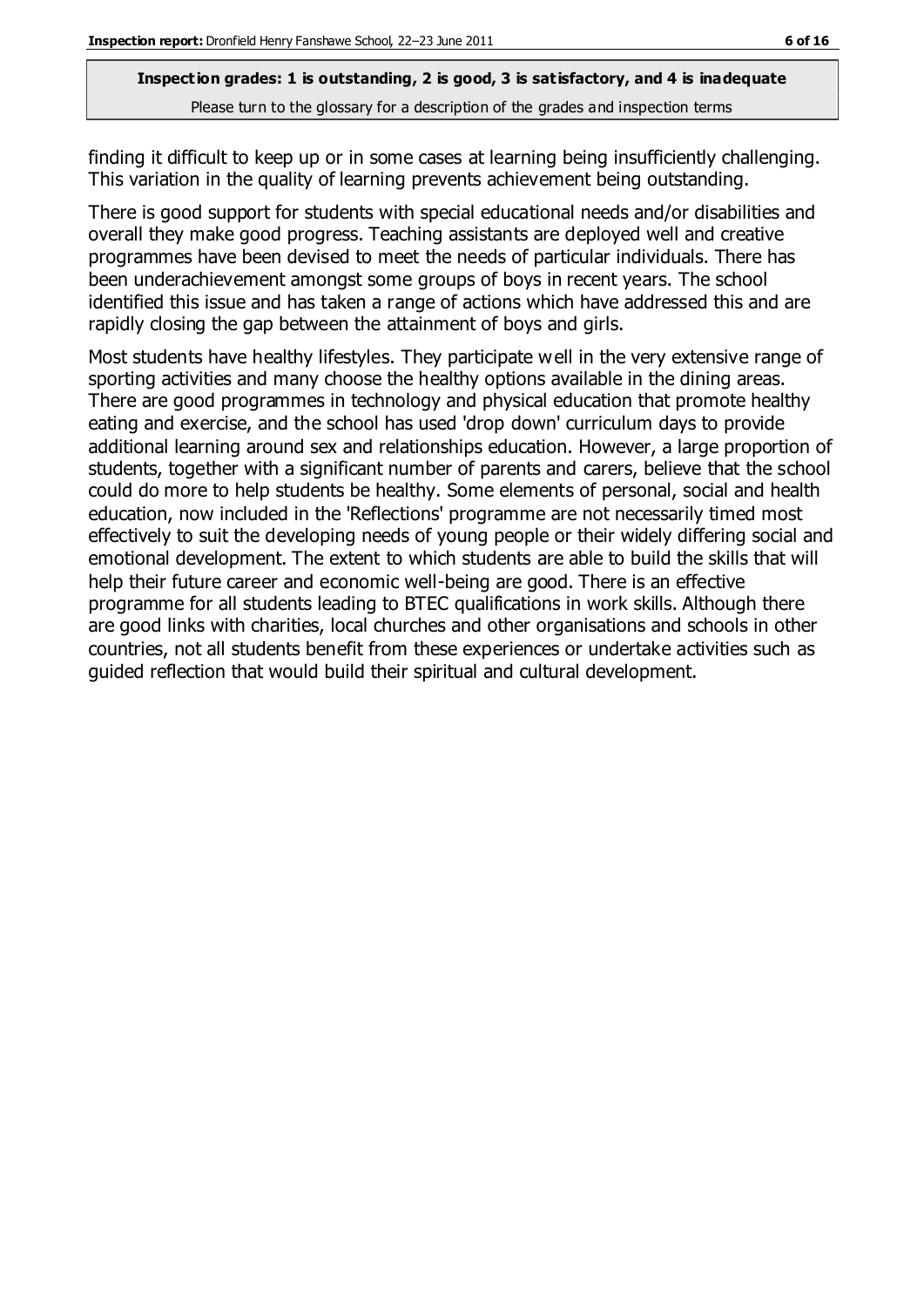finding it difficult to keep up or in some cases at learning being insufficiently challenging. This variation in the quality of learning prevents achievement being outstanding.

There is good support for students with special educational needs and/or disabilities and overall they make good progress. Teaching assistants are deployed well and creative programmes have been devised to meet the needs of particular individuals. There has been underachievement amongst some groups of boys in recent years. The school identified this issue and has taken a range of actions which have addressed this and are rapidly closing the gap between the attainment of boys and girls.

Most students have healthy lifestyles. They participate well in the very extensive range of sporting activities and many choose the healthy options available in the dining areas. There are good programmes in technology and physical education that promote healthy eating and exercise, and the school has used 'drop down' curriculum days to provide additional learning around sex and relationships education. However, a large proportion of students, together with a significant number of parents and carers, believe that the school could do more to help students be healthy. Some elements of personal, social and health education, now included in the 'Reflections' programme are not necessarily timed most effectively to suit the developing needs of young people or their widely differing social and emotional development. The extent to which students are able to build the skills that will help their future career and economic well-being are good. There is an effective programme for all students leading to BTEC qualifications in work skills. Although there are good links with charities, local churches and other organisations and schools in other countries, not all students benefit from these experiences or undertake activities such as guided reflection that would build their spiritual and cultural development.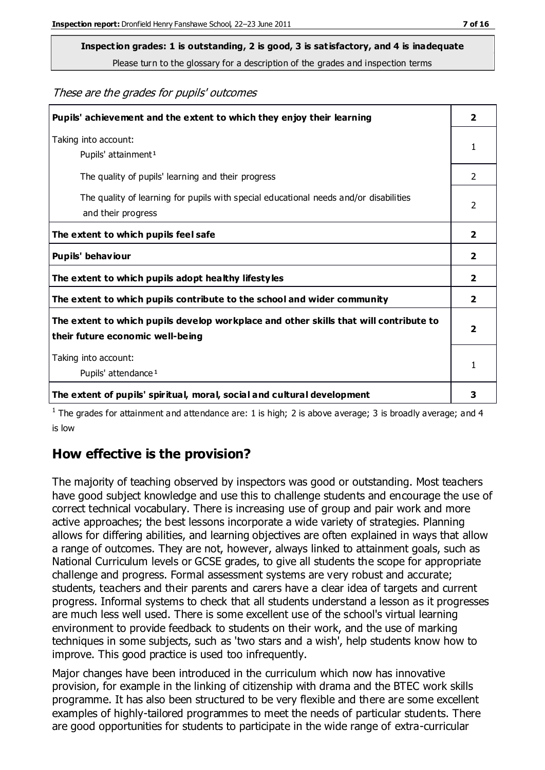**Inspection grades: 1 is outstanding, 2 is good, 3 is satisfactory, and 4 is inadequate**
Please turn to the glossary for a description of the grades and inspection terms

*These are the grades for pupils' outcomes*

| | |
|---|---|
| **Pupils' achievement and the extent to which they enjoy their learning** | **2** |
| Taking into account: Pupils' attainment[1] | 1 |
| The quality of pupils' learning and their progress | 2 |
| The quality of learning for pupils with special educational needs and/or disabilities and their progress | 2 |
| **The extent to which pupils feel safe** | **2** |
| **Pupils' behaviour** | **2** |
| **The extent to which pupils adopt healthy lifestyles** | **2** |
| **The extent to which pupils contribute to the school and wider community** | **2** |
| **The extent to which pupils develop workplace and other skills that will contribute to their future economic well-being** | **2** |
| Taking into account: Pupils' attendance[1] | 1 |
| **The extent of pupils' spiritual, moral, social and cultural development** | **3** |

[1] The grades for attainment and attendance are: 1 is high; 2 is above average; 3 is broadly average; and 4 is low

## How effective is the provision?

The majority of teaching observed by inspectors was good or outstanding. Most teachers have good subject knowledge and use this to challenge students and encourage the use of correct technical vocabulary. There is increasing use of group and pair work and more active approaches; the best lessons incorporate a wide variety of strategies. Planning allows for differing abilities, and learning objectives are often explained in ways that allow a range of outcomes. They are not, however, always linked to attainment goals, such as National Curriculum levels or GCSE grades, to give all students the scope for appropriate challenge and progress. Formal assessment systems are very robust and accurate; students, teachers and their parents and carers have a clear idea of targets and current progress. Informal systems to check that all students understand a lesson as it progresses are much less well used. There is some excellent use of the school's virtual learning environment to provide feedback to students on their work, and the use of marking techniques in some subjects, such as 'two stars and a wish', help students know how to improve. This good practice is used too infrequently.

Major changes have been introduced in the curriculum which now has innovative provision, for example in the linking of citizenship with drama and the BTEC work skills programme. It has also been structured to be very flexible and there are some excellent examples of highly-tailored programmes to meet the needs of particular students. There are good opportunities for students to participate in the wide range of extra-curricular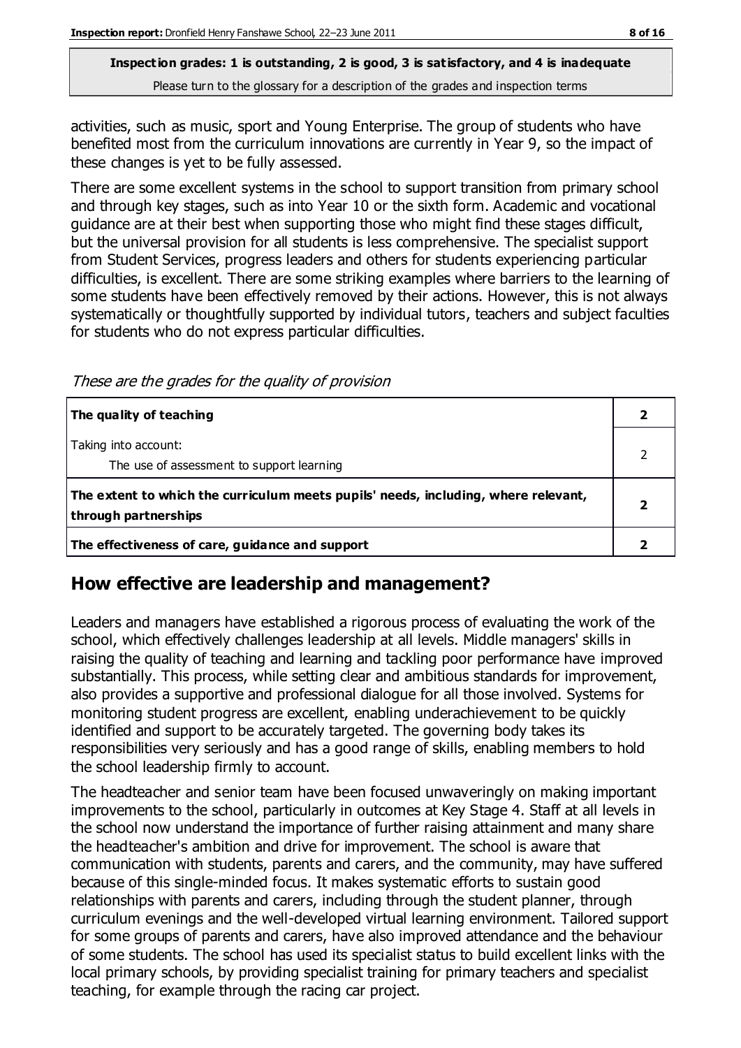activities, such as music, sport and Young Enterprise. The group of students who have benefited most from the curriculum innovations are currently in Year 9, so the impact of these changes is yet to be fully assessed.

There are some excellent systems in the school to support transition from primary school and through key stages, such as into Year 10 or the sixth form. Academic and vocational guidance are at their best when supporting those who might find these stages difficult, but the universal provision for all students is less comprehensive. The specialist support from Student Services, progress leaders and others for students experiencing particular difficulties, is excellent. There are some striking examples where barriers to the learning of some students have been effectively removed by their actions. However, this is not always systematically or thoughtfully supported by individual tutors, teachers and subject faculties for students who do not express particular difficulties.

*These are the grades for the quality of provision*

| | |
|---|---|
| **The quality of teaching** | **2** |
| Taking into account:<br>The use of assessment to support learning | 2 |
| **The extent to which the curriculum meets pupils' needs, including, where relevant, through partnerships** | **2** |
| **The effectiveness of care, guidance and support** | **2** |

## How effective are leadership and management?

Leaders and managers have established a rigorous process of evaluating the work of the school, which effectively challenges leadership at all levels. Middle managers' skills in raising the quality of teaching and learning and tackling poor performance have improved substantially. This process, while setting clear and ambitious standards for improvement, also provides a supportive and professional dialogue for all those involved. Systems for monitoring student progress are excellent, enabling underachievement to be quickly identified and support to be accurately targeted. The governing body takes its responsibilities very seriously and has a good range of skills, enabling members to hold the school leadership firmly to account.

The headteacher and senior team have been focused unwaveringly on making important improvements to the school, particularly in outcomes at Key Stage 4. Staff at all levels in the school now understand the importance of further raising attainment and many share the headteacher's ambition and drive for improvement. The school is aware that communication with students, parents and carers, and the community, may have suffered because of this single-minded focus. It makes systematic efforts to sustain good relationships with parents and carers, including through the student planner, through curriculum evenings and the well-developed virtual learning environment. Tailored support for some groups of parents and carers, have also improved attendance and the behaviour of some students. The school has used its specialist status to build excellent links with the local primary schools, by providing specialist training for primary teachers and specialist teaching, for example through the racing car project.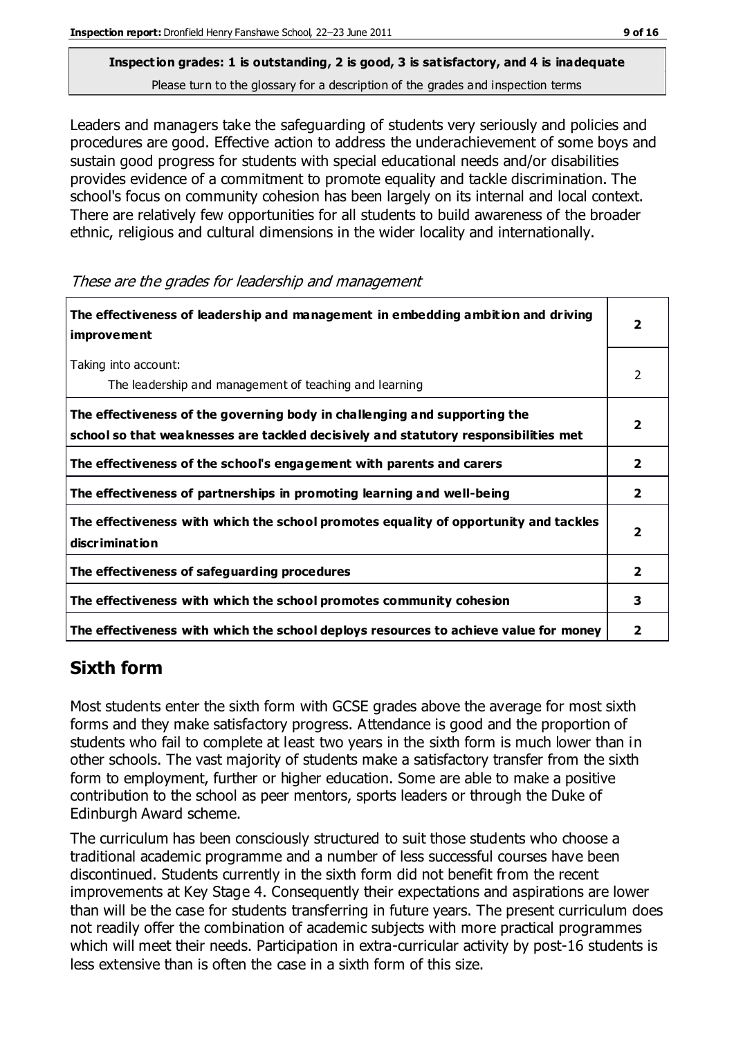**Inspection grades: 1 is outstanding, 2 is good, 3 is satisfactory, and 4 is inadequate**
Please turn to the glossary for a description of the grades and inspection terms

Leaders and managers take the safeguarding of students very seriously and policies and procedures are good. Effective action to address the underachievement of some boys and sustain good progress for students with special educational needs and/or disabilities provides evidence of a commitment to promote equality and tackle discrimination. The school's focus on community cohesion has been largely on its internal and local context. There are relatively few opportunities for all students to build awareness of the broader ethnic, religious and cultural dimensions in the wider locality and internationally.

*These are the grades for leadership and management*

| | |
|---|---|
| **The effectiveness of leadership and management in embedding ambition and driving improvement** | **2** |
| Taking into account: The leadership and management of teaching and learning | 2 |
| **The effectiveness of the governing body in challenging and supporting the school so that weaknesses are tackled decisively and statutory responsibilities met** | **2** |
| **The effectiveness of the school's engagement with parents and carers** | **2** |
| **The effectiveness of partnerships in promoting learning and well-being** | **2** |
| **The effectiveness with which the school promotes equality of opportunity and tackles discrimination** | **2** |
| **The effectiveness of safeguarding procedures** | **2** |
| **The effectiveness with which the school promotes community cohesion** | **3** |
| **The effectiveness with which the school deploys resources to achieve value for money** | **2** |

## Sixth form

Most students enter the sixth form with GCSE grades above the average for most sixth forms and they make satisfactory progress. Attendance is good and the proportion of students who fail to complete at least two years in the sixth form is much lower than in other schools. The vast majority of students make a satisfactory transfer from the sixth form to employment, further or higher education. Some are able to make a positive contribution to the school as peer mentors, sports leaders or through the Duke of Edinburgh Award scheme.

The curriculum has been consciously structured to suit those students who choose a traditional academic programme and a number of less successful courses have been discontinued. Students currently in the sixth form did not benefit from the recent improvements at Key Stage 4. Consequently their expectations and aspirations are lower than will be the case for students transferring in future years. The present curriculum does not readily offer the combination of academic subjects with more practical programmes which will meet their needs. Participation in extra-curricular activity by post-16 students is less extensive than is often the case in a sixth form of this size.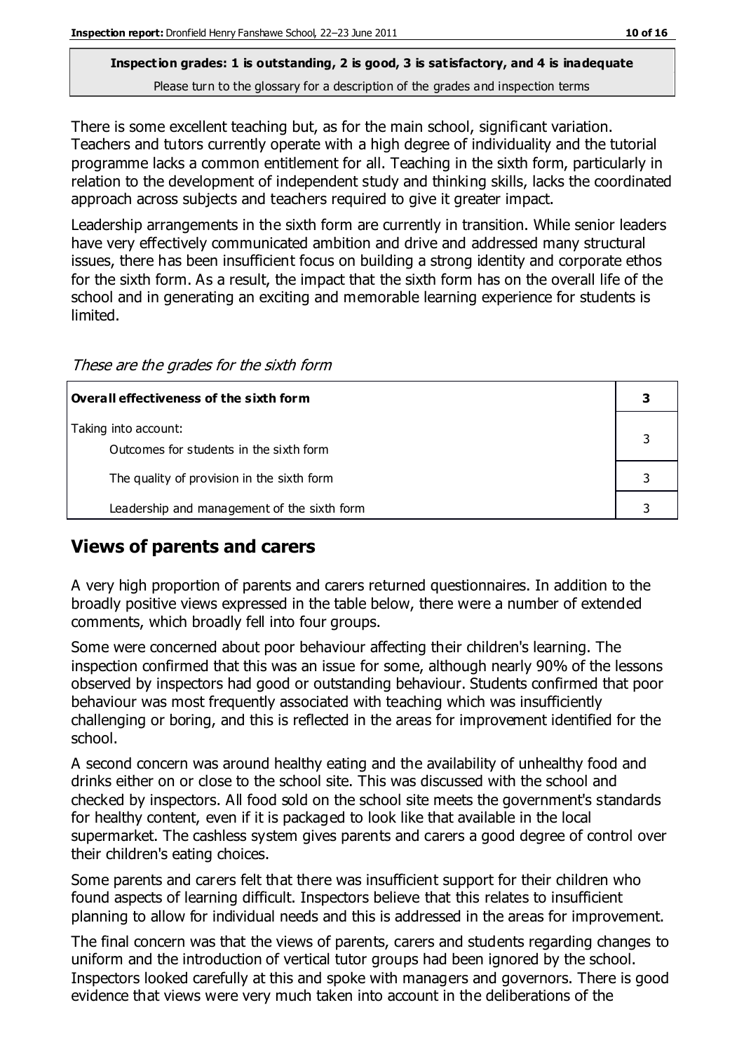**Inspection grades: 1 is outstanding, 2 is good, 3 is satisfactory, and 4 is inadequate**
Please turn to the glossary for a description of the grades and inspection terms

There is some excellent teaching but, as for the main school, significant variation. Teachers and tutors currently operate with a high degree of individuality and the tutorial programme lacks a common entitlement for all. Teaching in the sixth form, particularly in relation to the development of independent study and thinking skills, lacks the coordinated approach across subjects and teachers required to give it greater impact.

Leadership arrangements in the sixth form are currently in transition. While senior leaders have very effectively communicated ambition and drive and addressed many structural issues, there has been insufficient focus on building a strong identity and corporate ethos for the sixth form. As a result, the impact that the sixth form has on the overall life of the school and in generating an exciting and memorable learning experience for students is limited.

*These are the grades for the sixth form*

| **Overall effectiveness of the sixth form** | **3** |
|---|---|
| Taking into account: Outcomes for students in the sixth form | 3 |
| The quality of provision in the sixth form | 3 |
| Leadership and management of the sixth form | 3 |

## Views of parents and carers

A very high proportion of parents and carers returned questionnaires. In addition to the broadly positive views expressed in the table below, there were a number of extended comments, which broadly fell into four groups.

Some were concerned about poor behaviour affecting their children's learning. The inspection confirmed that this was an issue for some, although nearly 90% of the lessons observed by inspectors had good or outstanding behaviour. Students confirmed that poor behaviour was most frequently associated with teaching which was insufficiently challenging or boring, and this is reflected in the areas for improvement identified for the school.

A second concern was around healthy eating and the availability of unhealthy food and drinks either on or close to the school site. This was discussed with the school and checked by inspectors. All food sold on the school site meets the government's standards for healthy content, even if it is packaged to look like that available in the local supermarket. The cashless system gives parents and carers a good degree of control over their children's eating choices.

Some parents and carers felt that there was insufficient support for their children who found aspects of learning difficult. Inspectors believe that this relates to insufficient planning to allow for individual needs and this is addressed in the areas for improvement.

The final concern was that the views of parents, carers and students regarding changes to uniform and the introduction of vertical tutor groups had been ignored by the school. Inspectors looked carefully at this and spoke with managers and governors. There is good evidence that views were very much taken into account in the deliberations of the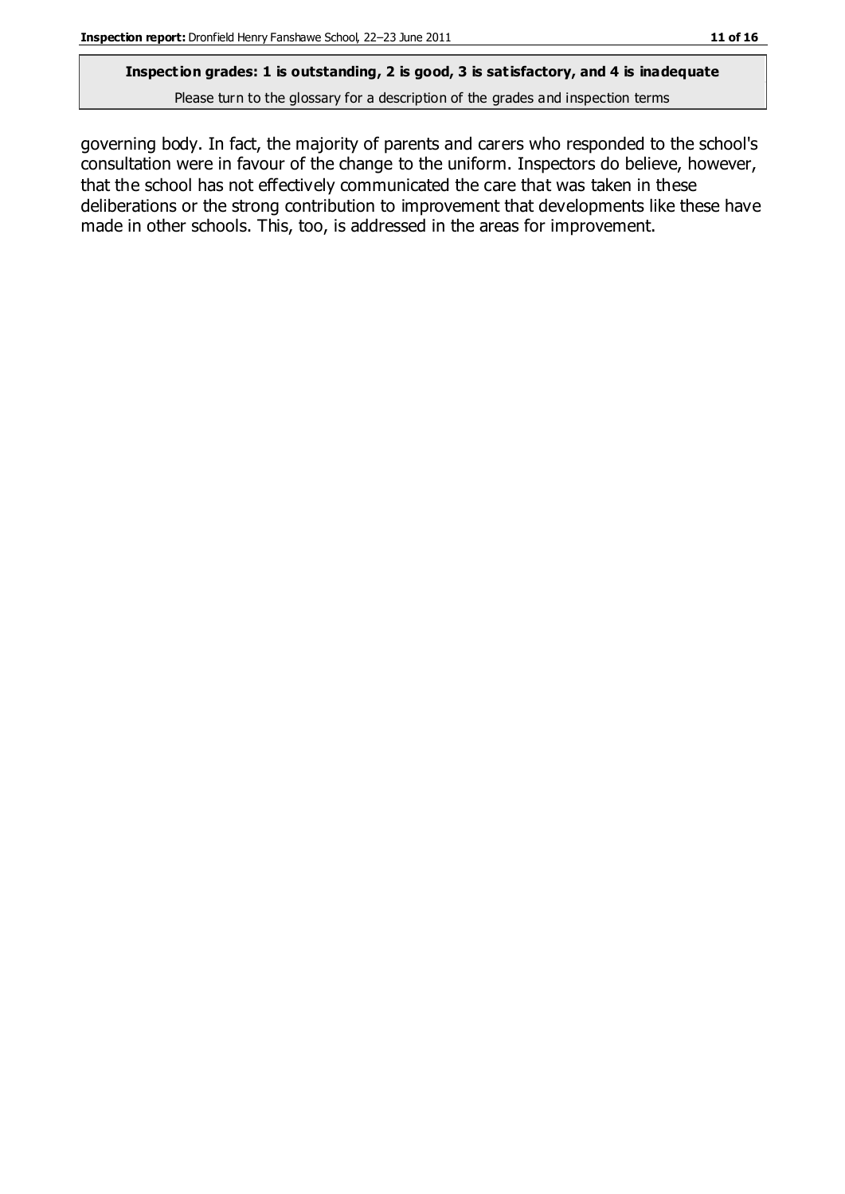**Inspection grades: 1 is outstanding, 2 is good, 3 is satisfactory, and 4 is inadequate**
Please turn to the glossary for a description of the grades and inspection terms

governing body. In fact, the majority of parents and carers who responded to the school's consultation were in favour of the change to the uniform. Inspectors do believe, however, that the school has not effectively communicated the care that was taken in these deliberations or the strong contribution to improvement that developments like these have made in other schools. This, too, is addressed in the areas for improvement.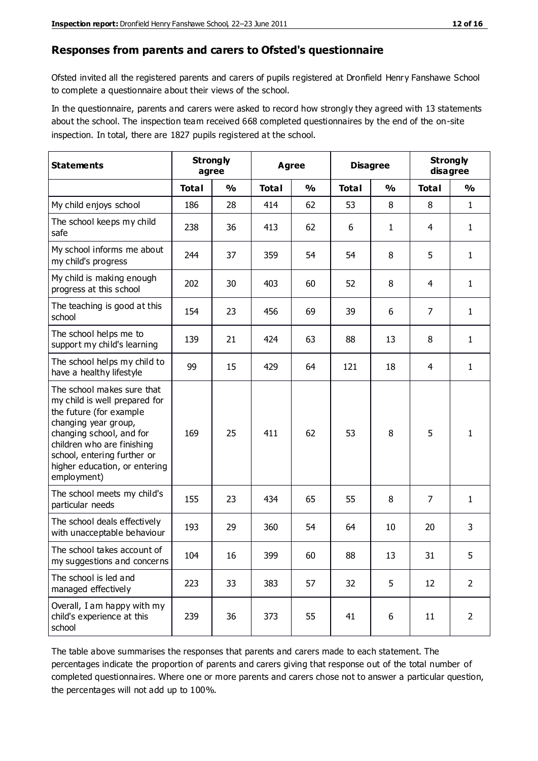## Responses from parents and carers to Ofsted's questionnaire

Ofsted invited all the registered parents and carers of pupils registered at Dronfield Henry Fanshawe School to complete a questionnaire about their views of the school.

In the questionnaire, parents and carers were asked to record how strongly they agreed with 13 statements about the school. The inspection team received 668 completed questionnaires by the end of the on-site inspection. In total, there are 1827 pupils registered at the school.

| Statements | Strongly agree | | Agree | | Disagree | | Strongly disagree | |
|---|---|---|---|---|---|---|---|---|
| | Total | % | Total | % | Total | % | Total | % |
| My child enjoys school | 186 | 28 | 414 | 62 | 53 | 8 | 8 | 1 |
| The school keeps my child safe | 238 | 36 | 413 | 62 | 6 | 1 | 4 | 1 |
| My school informs me about my child's progress | 244 | 37 | 359 | 54 | 54 | 8 | 5 | 1 |
| My child is making enough progress at this school | 202 | 30 | 403 | 60 | 52 | 8 | 4 | 1 |
| The teaching is good at this school | 154 | 23 | 456 | 69 | 39 | 6 | 7 | 1 |
| The school helps me to support my child's learning | 139 | 21 | 424 | 63 | 88 | 13 | 8 | 1 |
| The school helps my child to have a healthy lifestyle | 99 | 15 | 429 | 64 | 121 | 18 | 4 | 1 |
| The school makes sure that my child is well prepared for the future (for example changing year group, changing school, and for children who are finishing school, entering further or higher education, or entering employment) | 169 | 25 | 411 | 62 | 53 | 8 | 5 | 1 |
| The school meets my child's particular needs | 155 | 23 | 434 | 65 | 55 | 8 | 7 | 1 |
| The school deals effectively with unacceptable behaviour | 193 | 29 | 360 | 54 | 64 | 10 | 20 | 3 |
| The school takes account of my suggestions and concerns | 104 | 16 | 399 | 60 | 88 | 13 | 31 | 5 |
| The school is led and managed effectively | 223 | 33 | 383 | 57 | 32 | 5 | 12 | 2 |
| Overall, I am happy with my child's experience at this school | 239 | 36 | 373 | 55 | 41 | 6 | 11 | 2 |

The table above summarises the responses that parents and carers made to each statement. The percentages indicate the proportion of parents and carers giving that response out of the total number of completed questionnaires. Where one or more parents and carers chose not to answer a particular question, the percentages will not add up to 100%.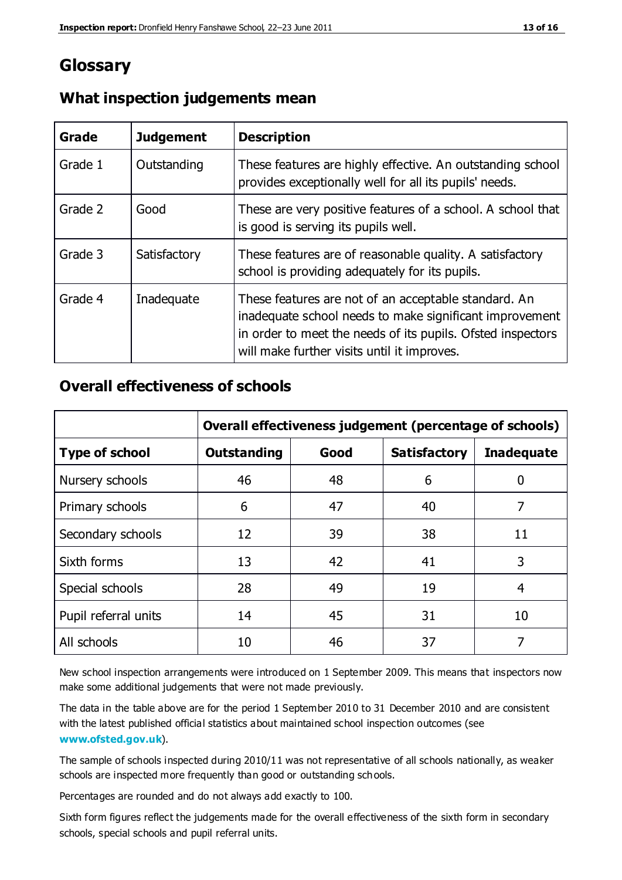# Glossary

## What inspection judgements mean

| Grade | Judgement | Description |
|---|---|---|
| Grade 1 | Outstanding | These features are highly effective. An outstanding school provides exceptionally well for all its pupils' needs. |
| Grade 2 | Good | These are very positive features of a school. A school that is good is serving its pupils well. |
| Grade 3 | Satisfactory | These features are of reasonable quality. A satisfactory school is providing adequately for its pupils. |
| Grade 4 | Inadequate | These features are not of an acceptable standard. An inadequate school needs to make significant improvement in order to meet the needs of its pupils. Ofsted inspectors will make further visits until it improves. |

## Overall effectiveness of schools

| | Overall effectiveness judgement (percentage of schools) | | | |
|---|---|---|---|---|
| **Type of school** | **Outstanding** | **Good** | **Satisfactory** | **Inadequate** |
| Nursery schools | 46 | 48 | 6 | 0 |
| Primary schools | 6 | 47 | 40 | 7 |
| Secondary schools | 12 | 39 | 38 | 11 |
| Sixth forms | 13 | 42 | 41 | 3 |
| Special schools | 28 | 49 | 19 | 4 |
| Pupil referral units | 14 | 45 | 31 | 10 |
| All schools | 10 | 46 | 37 | 7 |

New school inspection arrangements were introduced on 1 September 2009. This means that inspectors now make some additional judgements that were not made previously.

The data in the table above are for the period 1 September 2010 to 31 December 2010 and are consistent with the latest published official statistics about maintained school inspection outcomes (see **www.ofsted.gov.uk**).

The sample of schools inspected during 2010/11 was not representative of all schools nationally, as weaker schools are inspected more frequently than good or outstanding schools.

Percentages are rounded and do not always add exactly to 100.

Sixth form figures reflect the judgements made for the overall effectiveness of the sixth form in secondary schools, special schools and pupil referral units.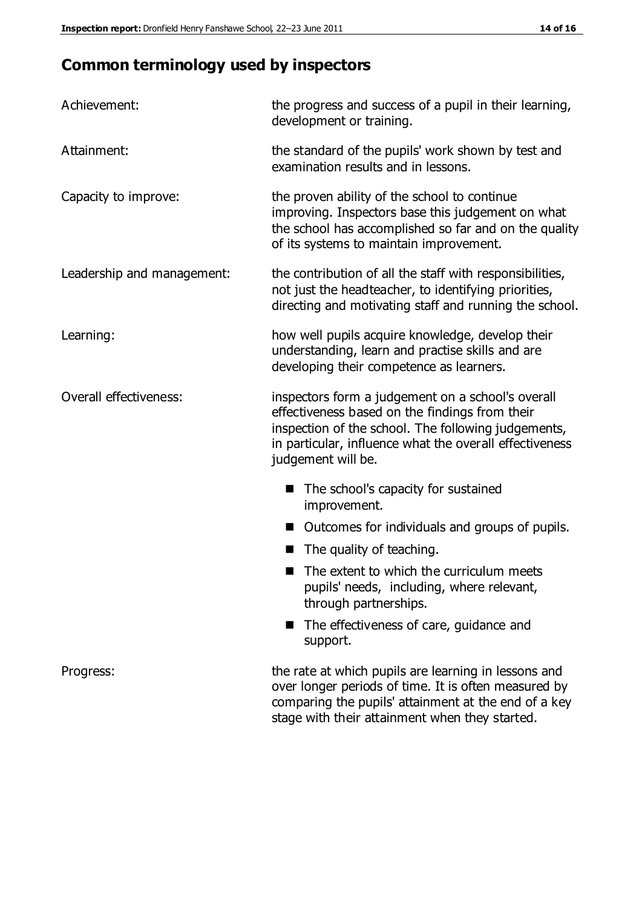## Common terminology used by inspectors

**Achievement:** the progress and success of a pupil in their learning, development or training.

**Attainment:** the standard of the pupils' work shown by test and examination results and in lessons.

**Capacity to improve:** the proven ability of the school to continue improving. Inspectors base this judgement on what the school has accomplished so far and on the quality of its systems to maintain improvement.

**Leadership and management:** the contribution of all the staff with responsibilities, not just the headteacher, to identifying priorities, directing and motivating staff and running the school.

**Learning:** how well pupils acquire knowledge, develop their understanding, learn and practise skills and are developing their competence as learners.

**Overall effectiveness:** inspectors form a judgement on a school's overall effectiveness based on the findings from their inspection of the school. The following judgements, in particular, influence what the overall effectiveness judgement will be.

- The school's capacity for sustained improvement.
- Outcomes for individuals and groups of pupils.
- The quality of teaching.
- The extent to which the curriculum meets pupils' needs, including, where relevant, through partnerships.
- The effectiveness of care, guidance and support.

**Progress:** the rate at which pupils are learning in lessons and over longer periods of time. It is often measured by comparing the pupils' attainment at the end of a key stage with their attainment when they started.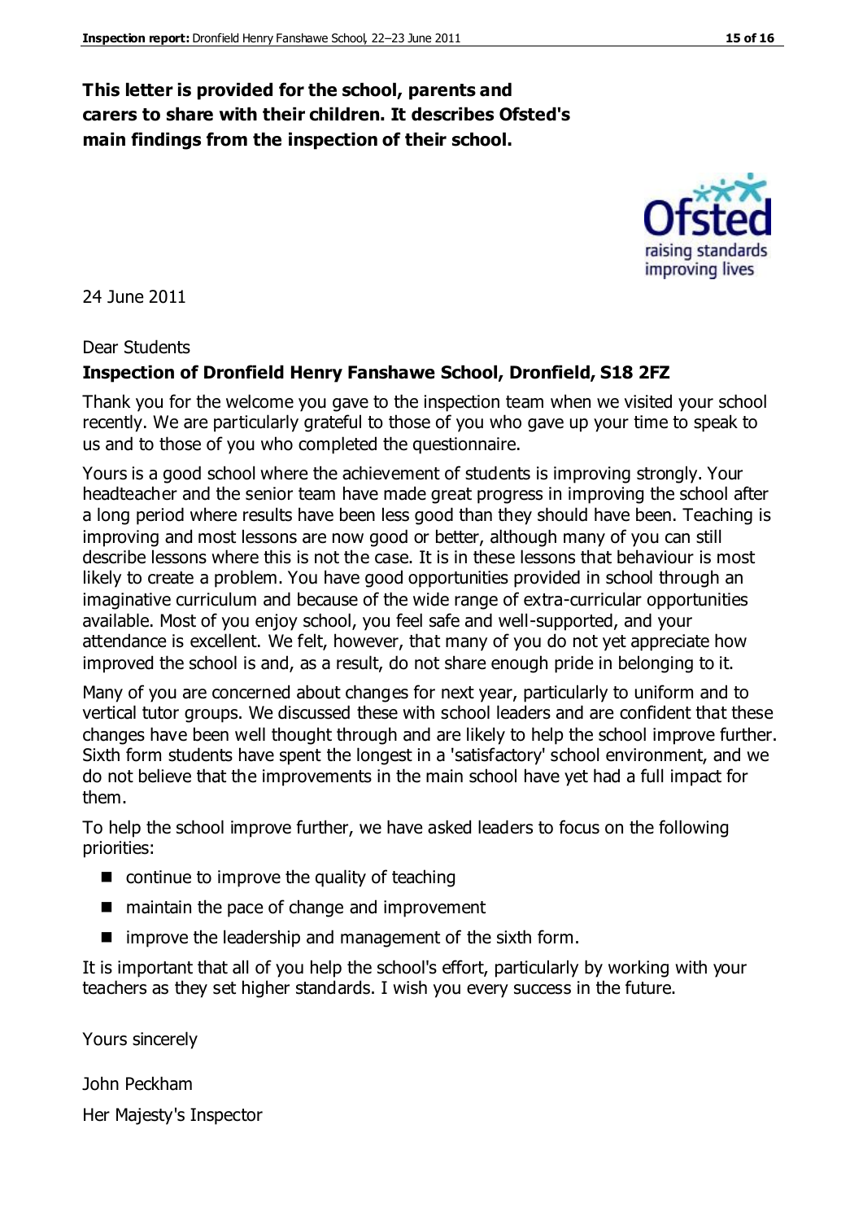**This letter is provided for the school, parents and carers to share with their children. It describes Ofsted's main findings from the inspection of their school.**

24 June 2011

Dear Students

**Inspection of Dronfield Henry Fanshawe School, Dronfield, S18 2FZ**

Thank you for the welcome you gave to the inspection team when we visited your school recently. We are particularly grateful to those of you who gave up your time to speak to us and to those of you who completed the questionnaire.

Yours is a good school where the achievement of students is improving strongly. Your headteacher and the senior team have made great progress in improving the school after a long period where results have been less good than they should have been. Teaching is improving and most lessons are now good or better, although many of you can still describe lessons where this is not the case. It is in these lessons that behaviour is most likely to create a problem. You have good opportunities provided in school through an imaginative curriculum and because of the wide range of extra-curricular opportunities available. Most of you enjoy school, you feel safe and well-supported, and your attendance is excellent. We felt, however, that many of you do not yet appreciate how improved the school is and, as a result, do not share enough pride in belonging to it.

Many of you are concerned about changes for next year, particularly to uniform and to vertical tutor groups. We discussed these with school leaders and are confident that these changes have been well thought through and are likely to help the school improve further. Sixth form students have spent the longest in a 'satisfactory' school environment, and we do not believe that the improvements in the main school have yet had a full impact for them.

To help the school improve further, we have asked leaders to focus on the following priorities:

- continue to improve the quality of teaching
- maintain the pace of change and improvement
- improve the leadership and management of the sixth form.

It is important that all of you help the school's effort, particularly by working with your teachers as they set higher standards. I wish you every success in the future.

Yours sincerely

John Peckham

Her Majesty's Inspector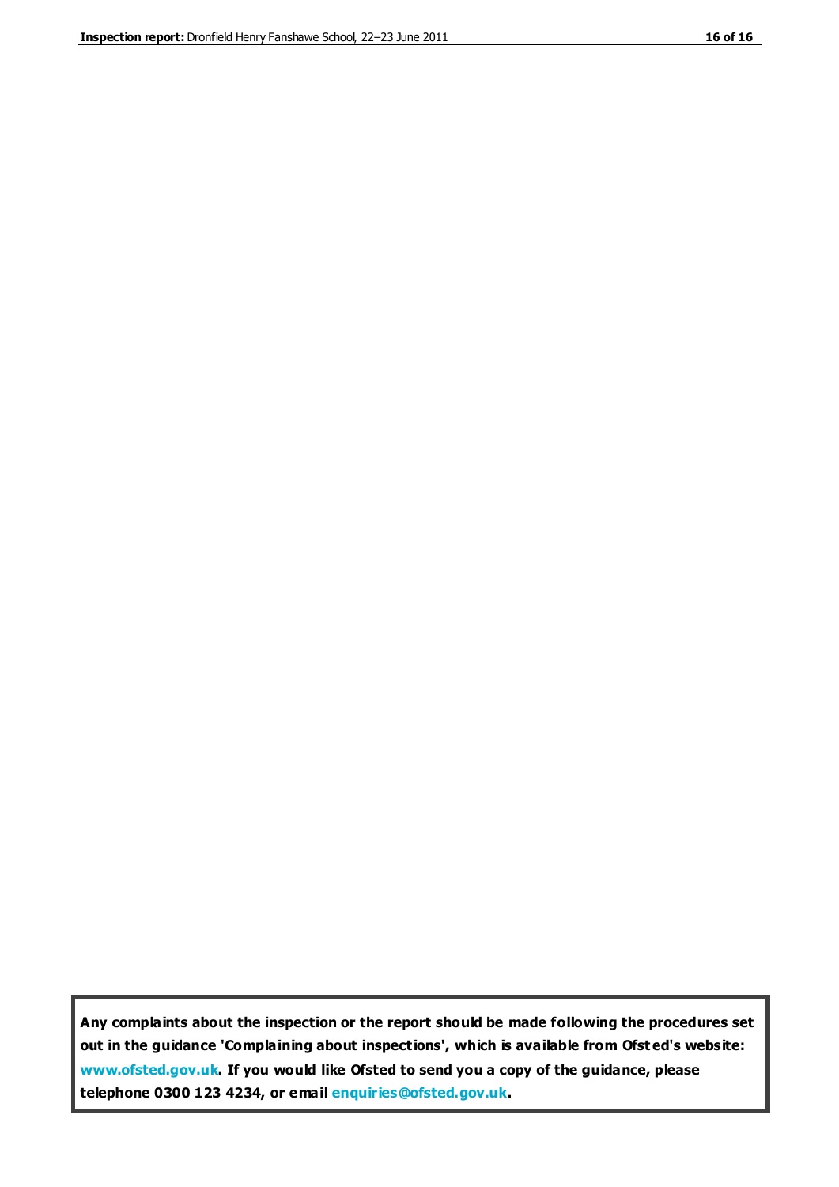**Any complaints about the inspection or the report should be made following the procedures set out in the guidance 'Complaining about inspections', which is available from Ofsted's website: www.ofsted.gov.uk. If you would like Ofsted to send you a copy of the guidance, please telephone 0300 123 4234, or email enquiries@ofsted.gov.uk.**